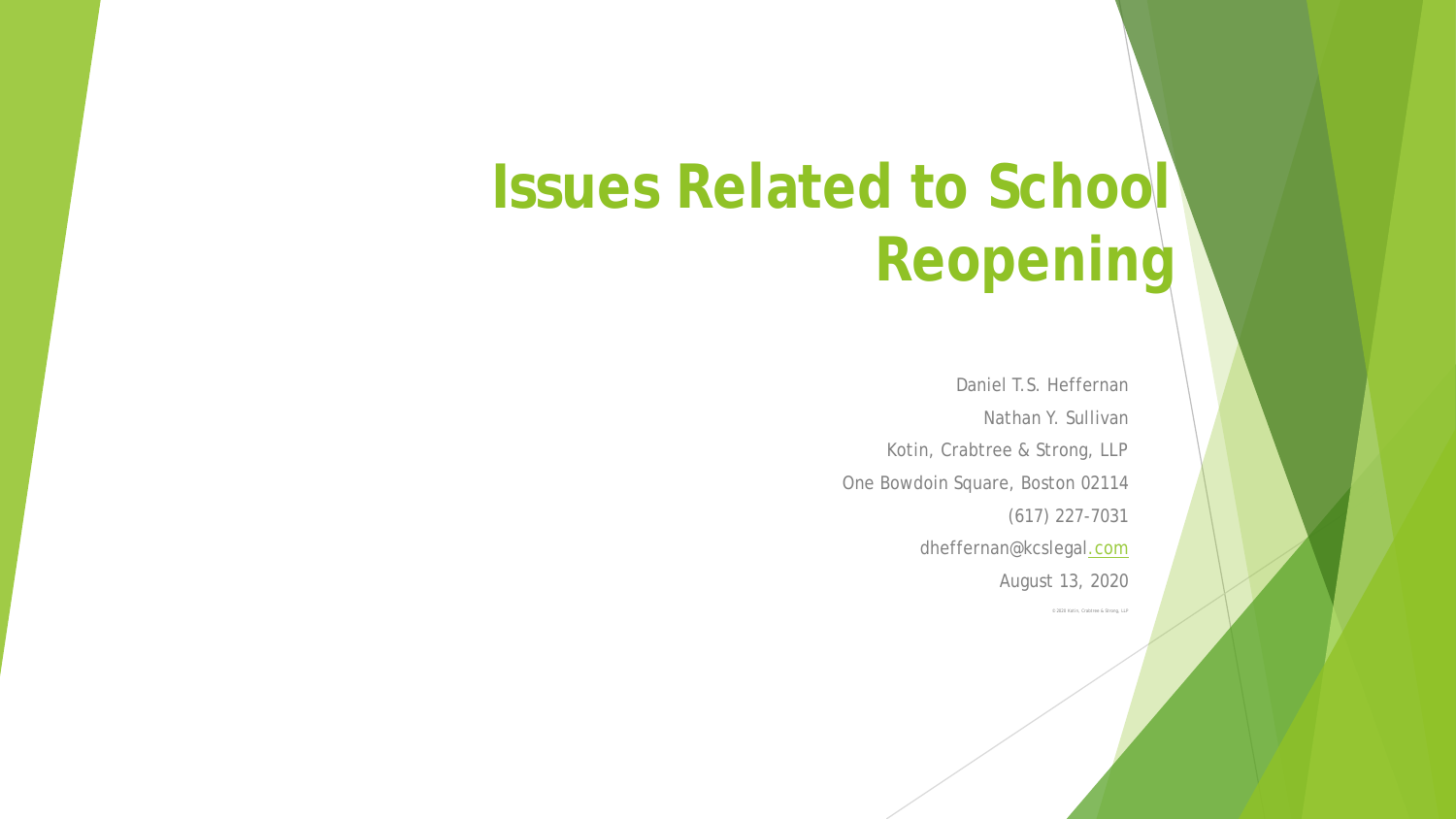# Issues Related to School Reopening

Daniel T.S. Heffernan

Nathan Y. Sullivan

Kotin, Crabtree & Strong, LLP

One Bowdoin Square, Boston 02114

(617) 227-7031

dheffernan@kcslegal.com

August 13, 2020

© 2020 Kotin, Crabtree & Strong, LLP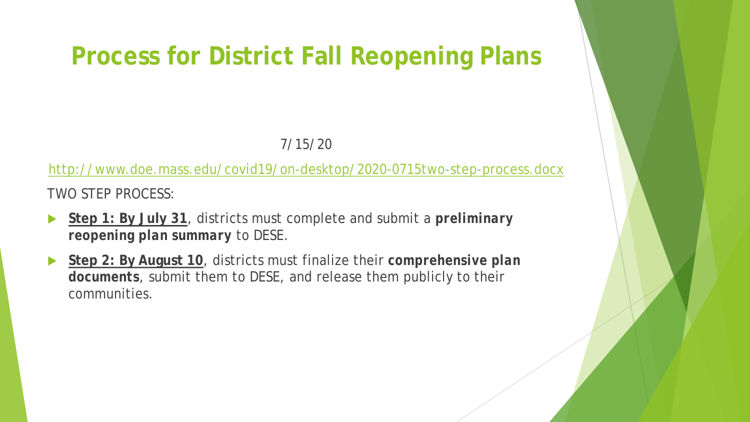# Process for District Fall Reopening Plans

7/15/20

http://www.doe.mass.edu/covid19/on-desktop/2020-0715two-step-process.docx

TWO STEP PROCESS:

- **Step 1: By July 31**, districts must complete and submit a **preliminary reopening plan summary** to DESE.
- **Step 2: By August 10**, districts must finalize their **comprehensive plan documents**, submit them to DESE, and release them publicly to their communities.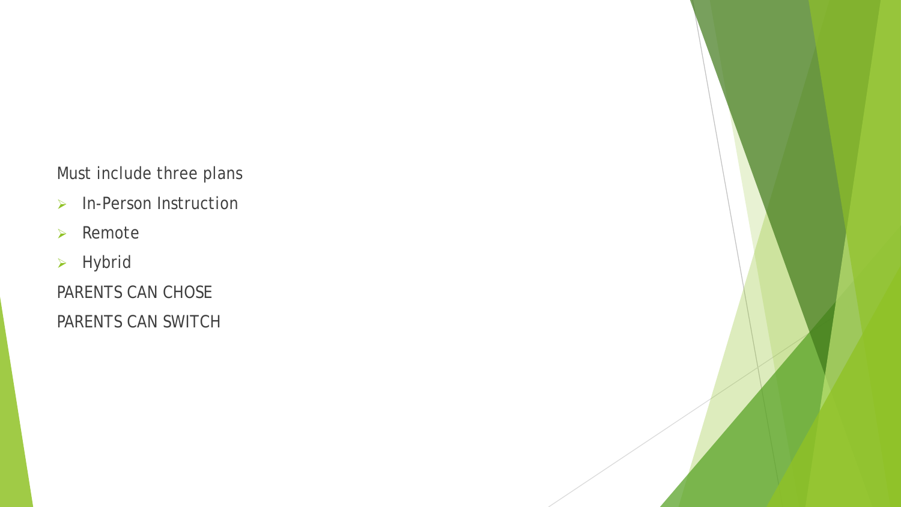Must include three plans

- In-Person Instruction
- Remote
- Hybrid

PARENTS CAN CHOSE

PARENTS CAN SWITCH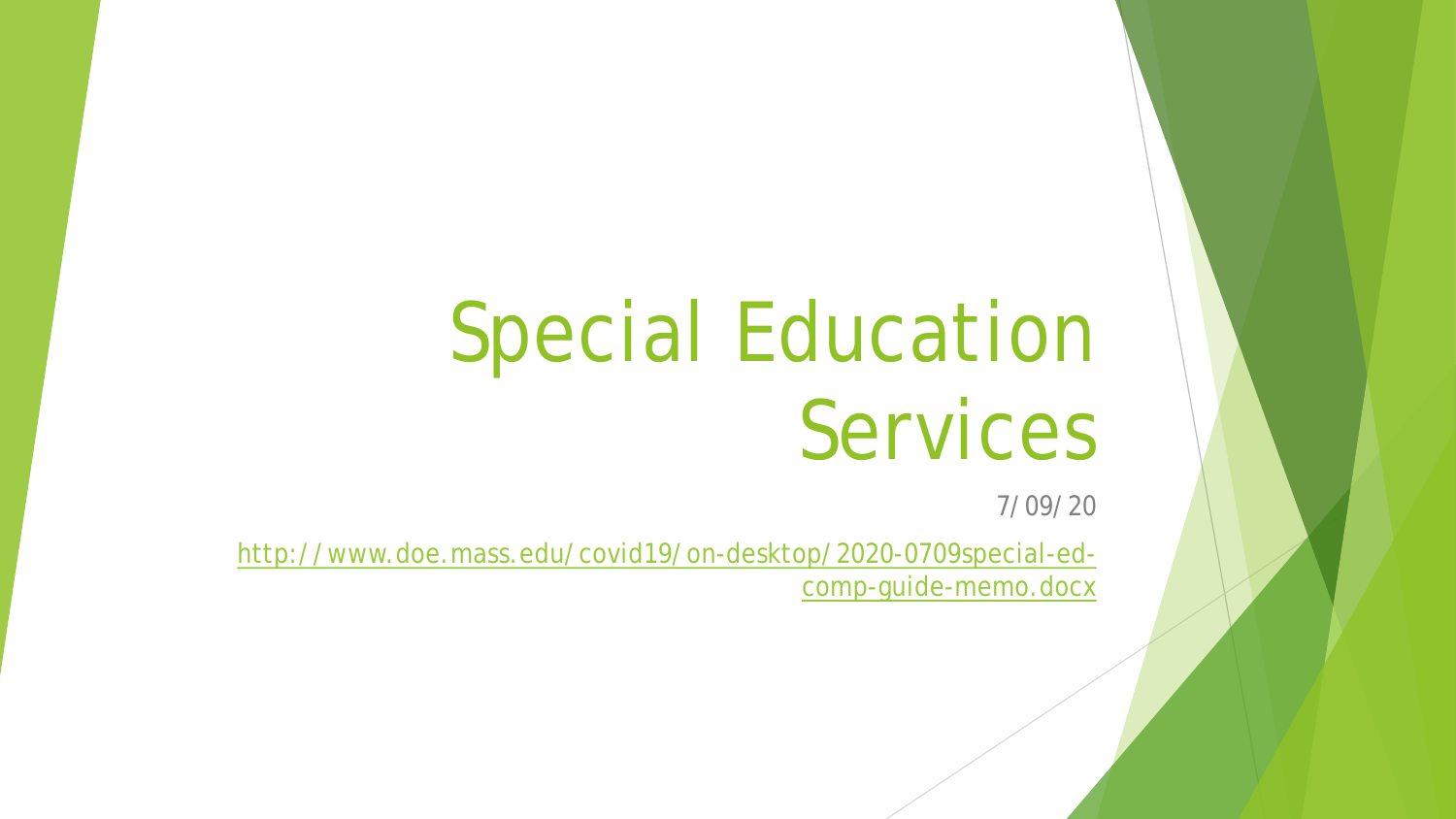# Special Education Services

7/09/20

http://www.doe.mass.edu/covid19/on-desktop/2020-0709special-ed-comp-guide-memo.docx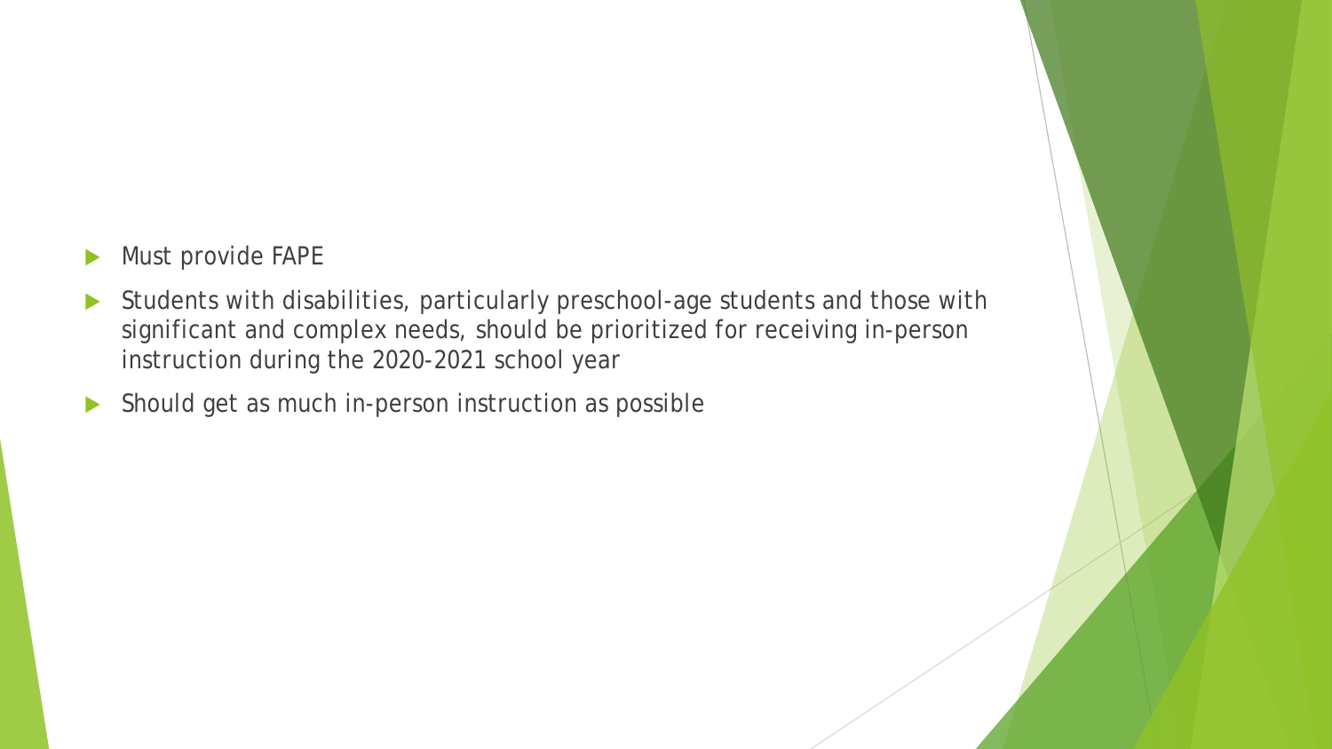- Must provide FAPE
- Students with disabilities, particularly preschool-age students and those with significant and complex needs, should be prioritized for receiving in-person instruction during the 2020-2021 school year
- Should get as much in-person instruction as possible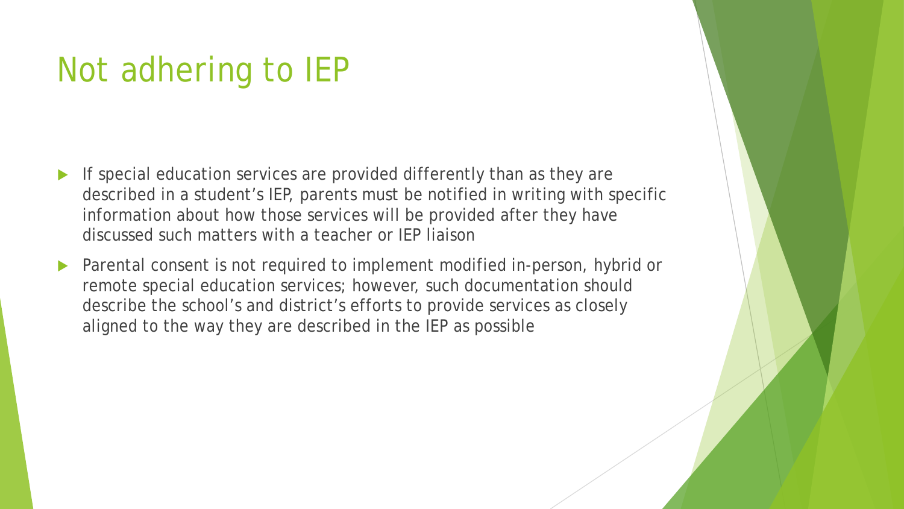# Not adhering to IEP

- If special education services are provided differently than as they are described in a student's IEP, parents must be notified in writing with specific information about how those services will be provided after they have discussed such matters with a teacher or IEP liaison
- Parental consent is not required to implement modified in-person, hybrid or remote special education services; however, such documentation should describe the school's and district's efforts to provide services as closely aligned to the way they are described in the IEP as possible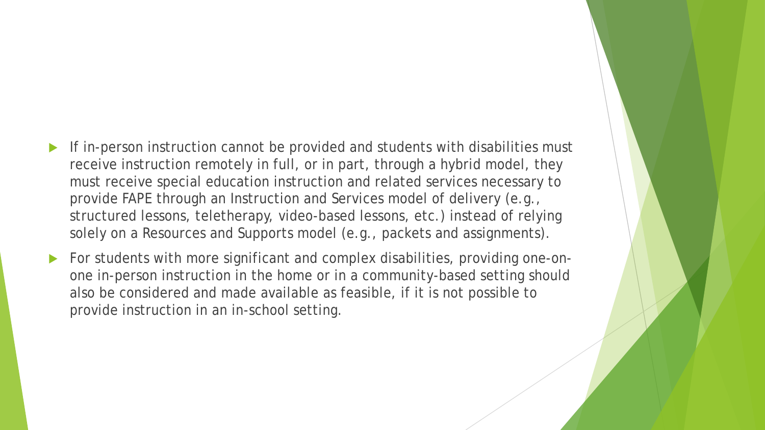- If in-person instruction cannot be provided and students with disabilities must receive instruction remotely in full, or in part, through a hybrid model, they must receive special education instruction and related services necessary to provide FAPE through an Instruction and Services model of delivery (e.g., structured lessons, teletherapy, video-based lessons, etc.) instead of relying solely on a Resources and Supports model (e.g., packets and assignments).
- For students with more significant and complex disabilities, providing one-on-one in-person instruction in the home or in a community-based setting should also be considered and made available as feasible, if it is not possible to provide instruction in an in-school setting.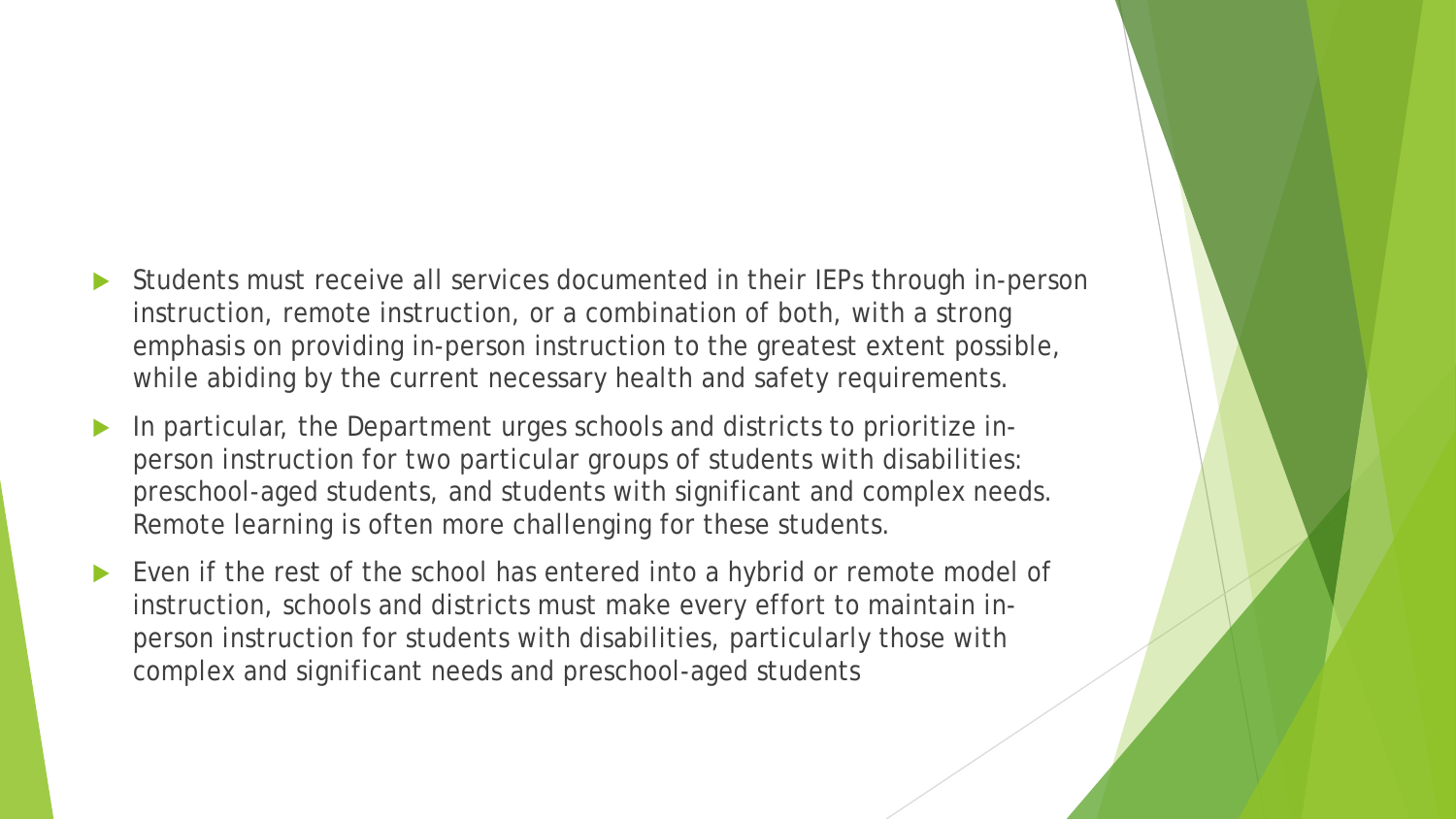- Students must receive all services documented in their IEPs through in-person instruction, remote instruction, or a combination of both, with a strong emphasis on providing in-person instruction to the greatest extent possible, while abiding by the current necessary health and safety requirements.
- In particular, the Department urges schools and districts to prioritize in-person instruction for two particular groups of students with disabilities: preschool-aged students, and students with significant and complex needs. Remote learning is often more challenging for these students.
- Even if the rest of the school has entered into a hybrid or remote model of instruction, schools and districts must make every effort to maintain in-person instruction for students with disabilities, particularly those with complex and significant needs and preschool-aged students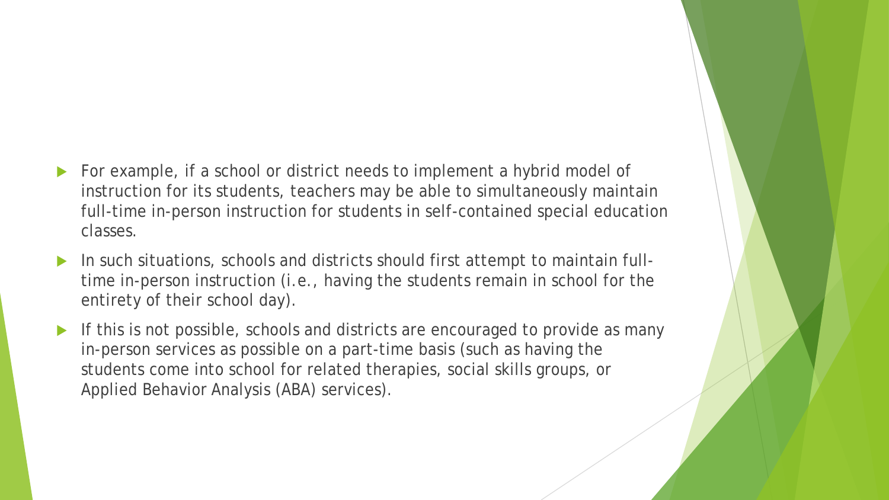- For example, if a school or district needs to implement a hybrid model of instruction for its students, teachers may be able to simultaneously maintain full-time in-person instruction for students in self-contained special education classes.
- In such situations, schools and districts should first attempt to maintain full-time in-person instruction (i.e., having the students remain in school for the entirety of their school day).
- If this is not possible, schools and districts are encouraged to provide as many in-person services as possible on a part-time basis (such as having the students come into school for related therapies, social skills groups, or Applied Behavior Analysis (ABA) services).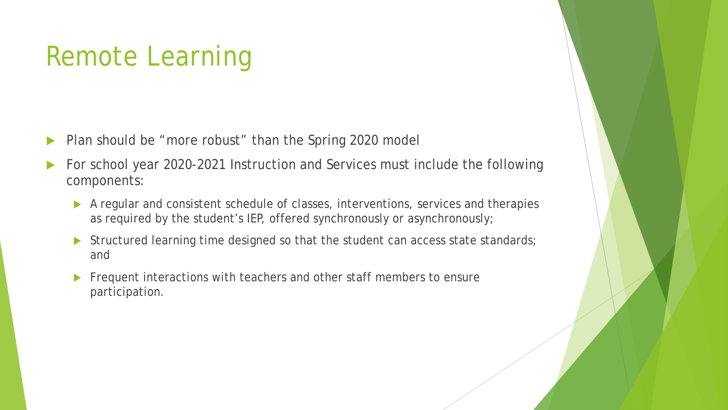# Remote Learning

- Plan should be "more robust" than the Spring 2020 model
- For school year 2020-2021 Instruction and Services must include the following components:
  - A regular and consistent schedule of classes, interventions, services and therapies as required by the student's IEP, offered synchronously or asynchronously;
  - Structured learning time designed so that the student can access state standards; and
  - Frequent interactions with teachers and other staff members to ensure participation.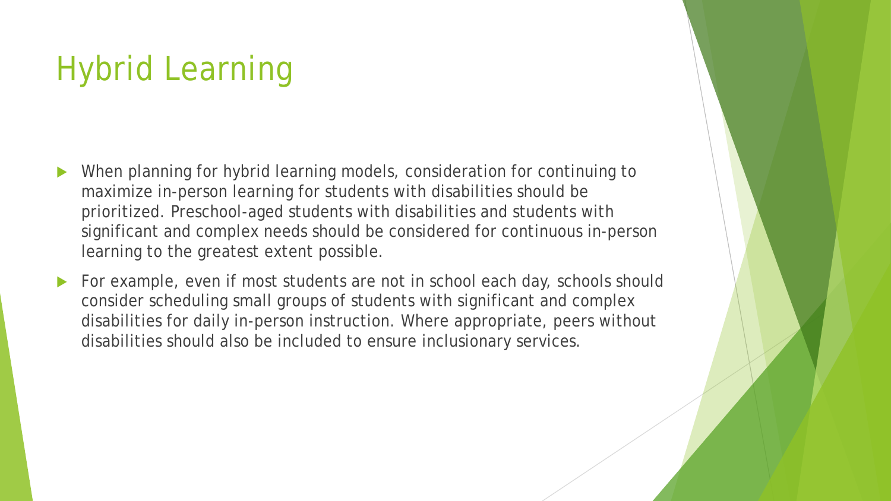# Hybrid Learning

- When planning for hybrid learning models, consideration for continuing to maximize in-person learning for students with disabilities should be prioritized. Preschool-aged students with disabilities and students with significant and complex needs should be considered for continuous in-person learning to the greatest extent possible.
- For example, even if most students are not in school each day, schools should consider scheduling small groups of students with significant and complex disabilities for daily in-person instruction. Where appropriate, peers without disabilities should also be included to ensure inclusionary services.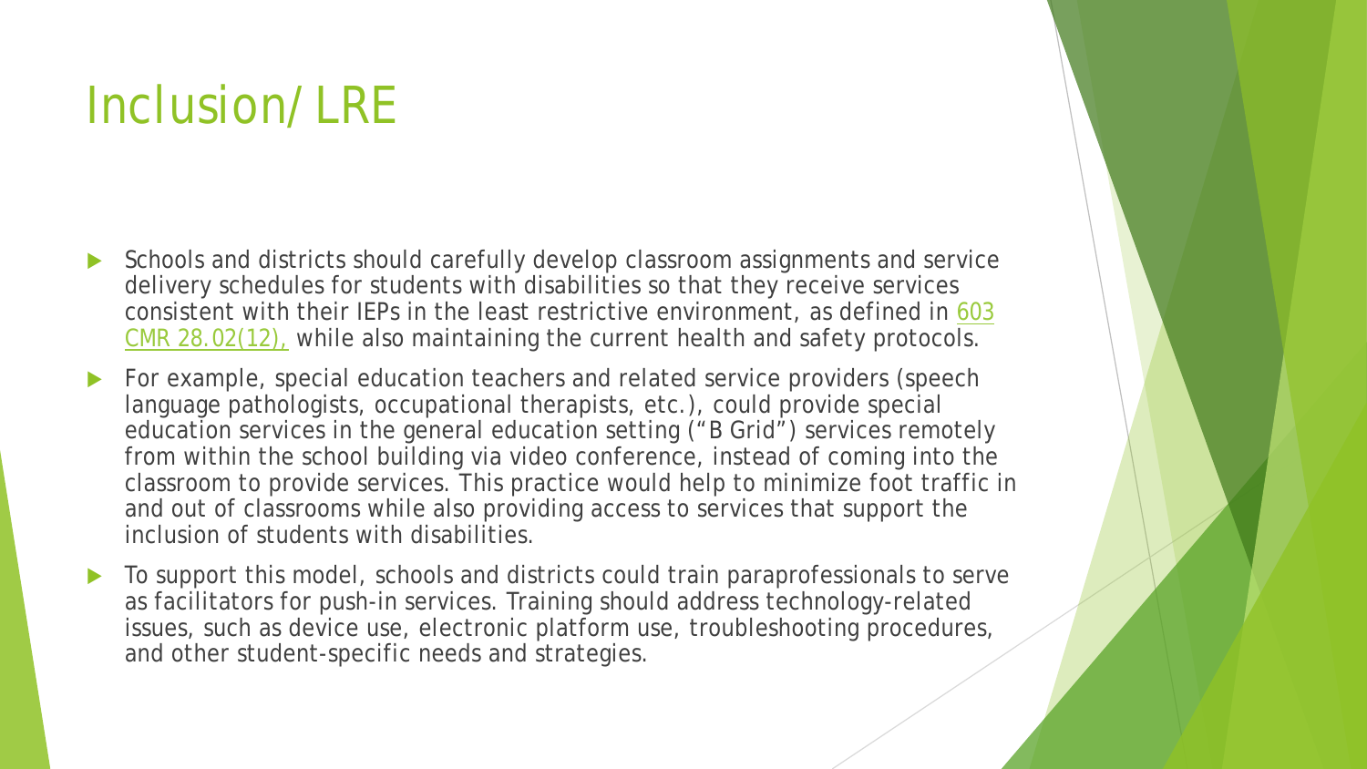# Inclusion/ LRE

- Schools and districts should carefully develop classroom assignments and service delivery schedules for students with disabilities so that they receive services consistent with their IEPs in the least restrictive environment, as defined in 603 CMR 28.02(12), while also maintaining the current health and safety protocols.
- For example, special education teachers and related service providers (speech language pathologists, occupational therapists, etc.), could provide special education services in the general education setting ("B Grid") services remotely from within the school building via video conference, instead of coming into the classroom to provide services. This practice would help to minimize foot traffic in and out of classrooms while also providing access to services that support the inclusion of students with disabilities.
- To support this model, schools and districts could train paraprofessionals to serve as facilitators for push-in services. Training should address technology-related issues, such as device use, electronic platform use, troubleshooting procedures, and other student-specific needs and strategies.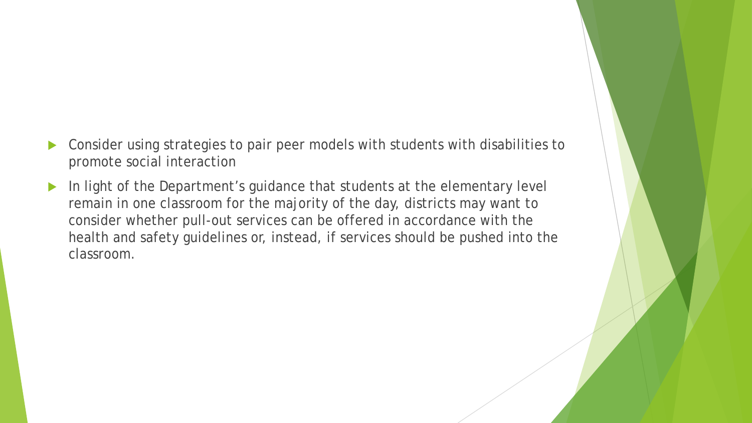- Consider using strategies to pair peer models with students with disabilities to promote social interaction
- In light of the Department's guidance that students at the elementary level remain in one classroom for the majority of the day, districts may want to consider whether pull-out services can be offered in accordance with the health and safety guidelines or, instead, if services should be pushed into the classroom.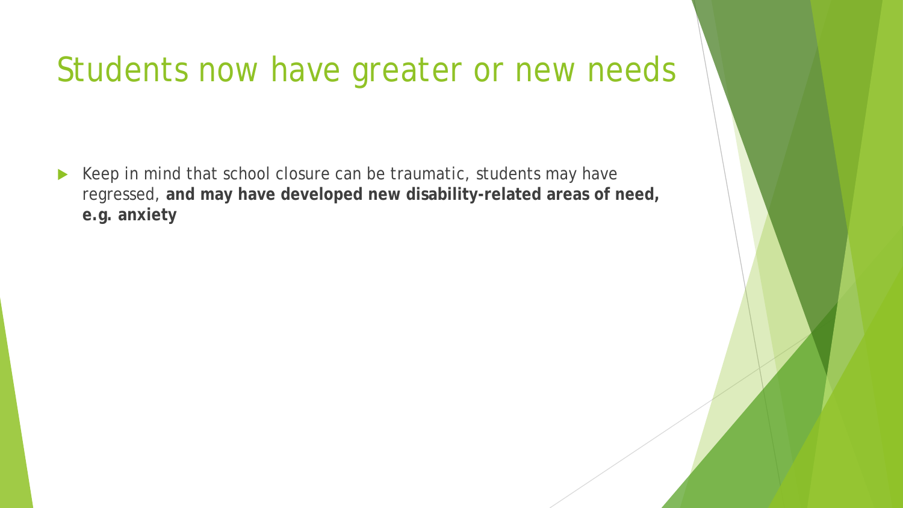# Students now have greater or new needs

- Keep in mind that school closure can be traumatic, students may have regressed, **and may have developed new disability-related areas of need, e.g. anxiety**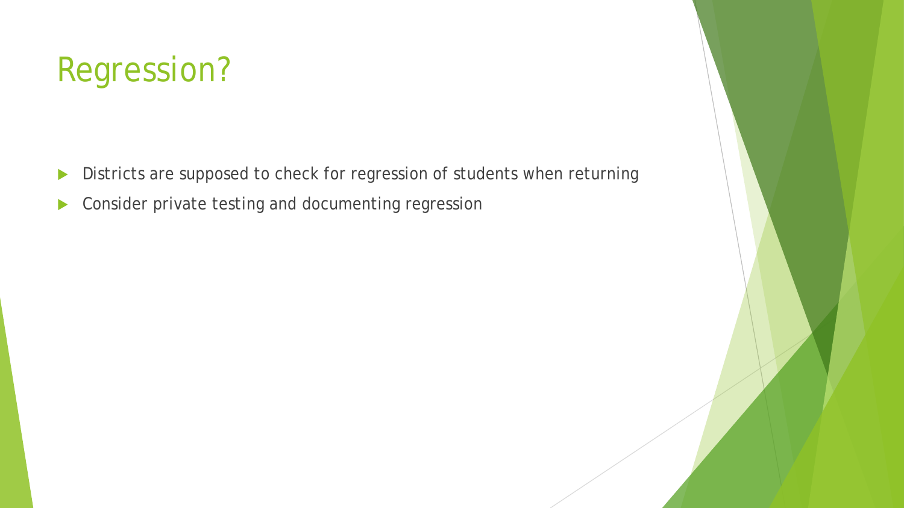# Regression?

- Districts are supposed to check for regression of students when returning
- Consider private testing and documenting regression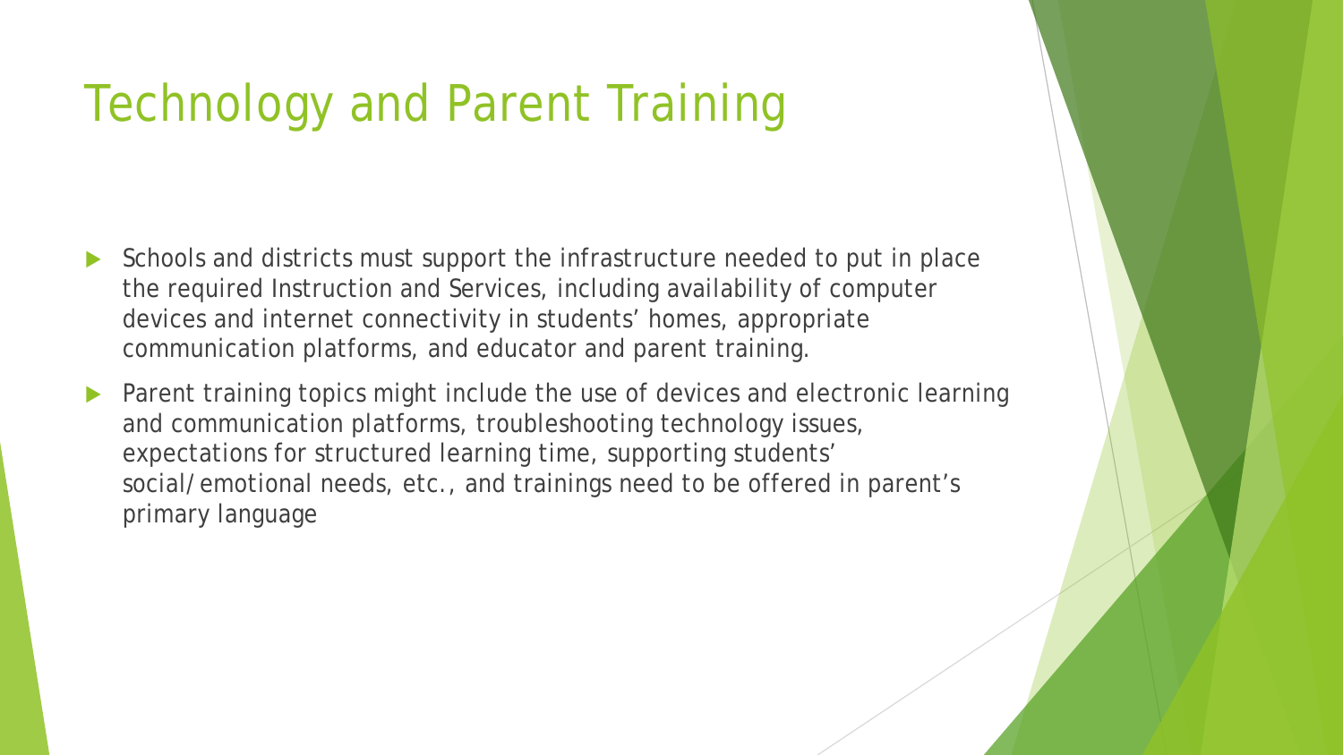# Technology and Parent Training

- Schools and districts must support the infrastructure needed to put in place the required Instruction and Services, including availability of computer devices and internet connectivity in students' homes, appropriate communication platforms, and educator and parent training.
- Parent training topics might include the use of devices and electronic learning and communication platforms, troubleshooting technology issues, expectations for structured learning time, supporting students' social/emotional needs, etc., and trainings need to be offered in parent's primary language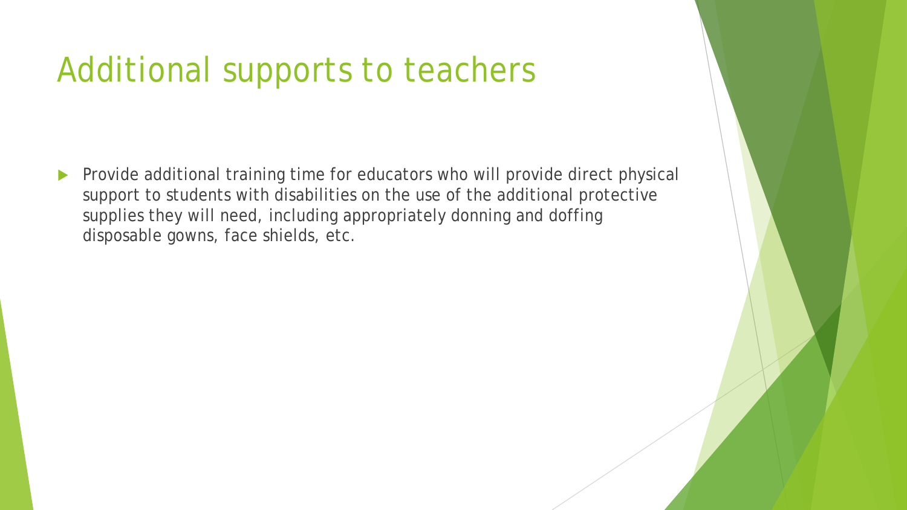# Additional supports to teachers

- Provide additional training time for educators who will provide direct physical support to students with disabilities on the use of the additional protective supplies they will need, including appropriately donning and doffing disposable gowns, face shields, etc.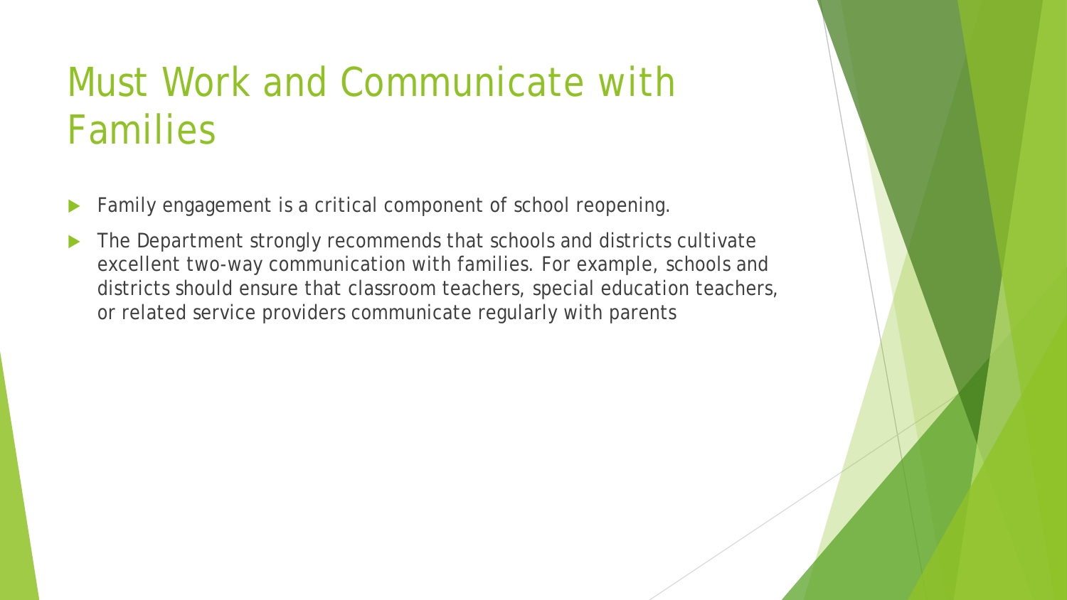# Must Work and Communicate with Families

- Family engagement is a critical component of school reopening.
- The Department strongly recommends that schools and districts cultivate excellent two-way communication with families. For example, schools and districts should ensure that classroom teachers, special education teachers, or related service providers communicate regularly with parents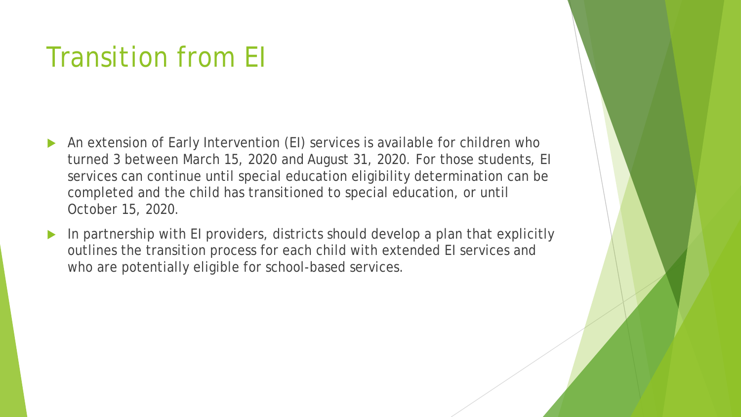# Transition from EI

- An extension of Early Intervention (EI) services is available for children who turned 3 between March 15, 2020 and August 31, 2020. For those students, EI services can continue until special education eligibility determination can be completed and the child has transitioned to special education, or until October 15, 2020.
- In partnership with EI providers, districts should develop a plan that explicitly outlines the transition process for each child with extended EI services and who are potentially eligible for school-based services.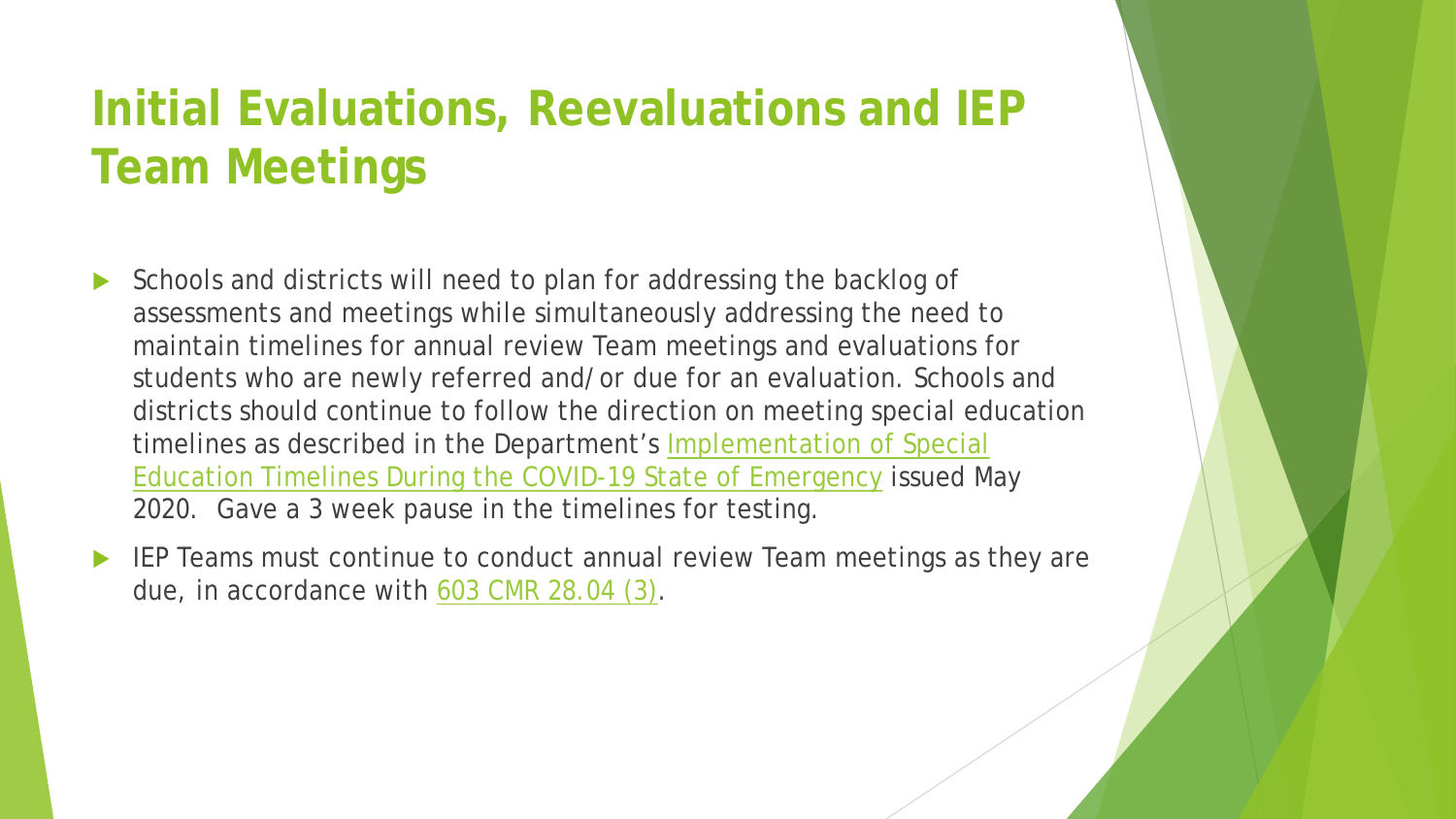# Initial Evaluations, Reevaluations and IEP Team Meetings

- Schools and districts will need to plan for addressing the backlog of assessments and meetings while simultaneously addressing the need to maintain timelines for annual review Team meetings and evaluations for students who are newly referred and/or due for an evaluation. Schools and districts should continue to follow the direction on meeting special education timelines as described in the Department's Implementation of Special Education Timelines During the COVID-19 State of Emergency issued May 2020. Gave a 3 week pause in the timelines for testing.
- IEP Teams must continue to conduct annual review Team meetings as they are due, in accordance with 603 CMR 28.04 (3).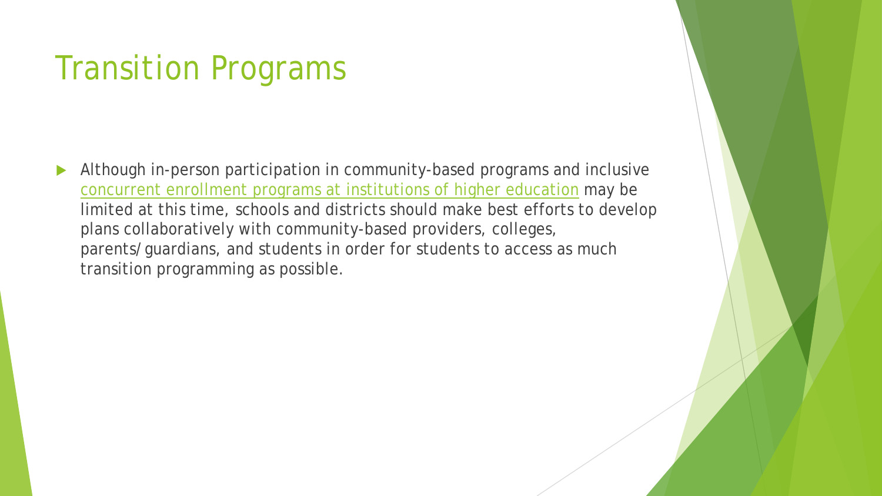# Transition Programs

- Although in-person participation in community-based programs and inclusive concurrent enrollment programs at institutions of higher education may be limited at this time, schools and districts should make best efforts to develop plans collaboratively with community-based providers, colleges, parents/guardians, and students in order for students to access as much transition programming as possible.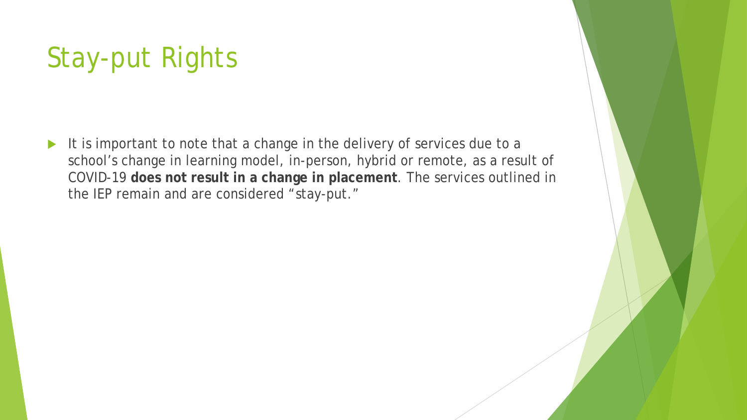# Stay-put Rights

- It is important to note that a change in the delivery of services due to a school's change in learning model, in-person, hybrid or remote, as a result of COVID-19 **does not result in a change in placement**. The services outlined in the IEP remain and are considered "stay-put."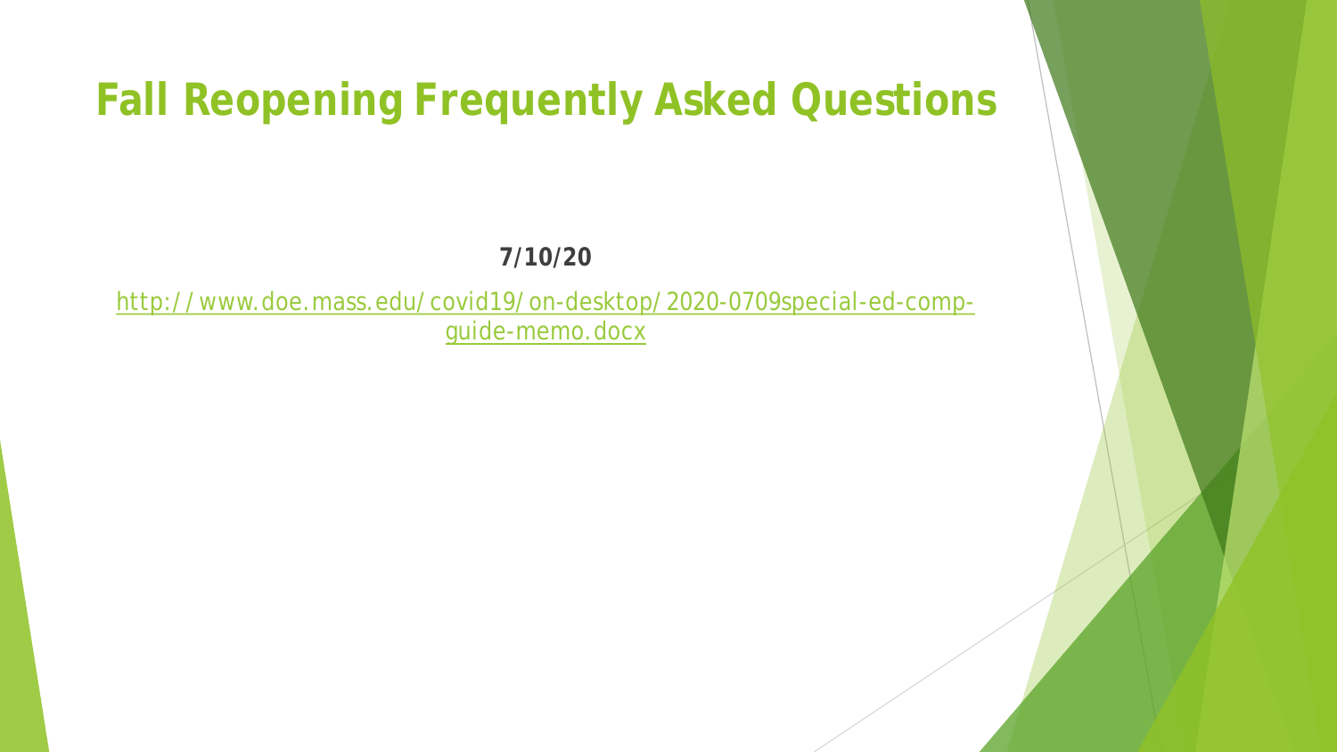# Fall Reopening Frequently Asked Questions

**7/10/20**

[http://www.doe.mass.edu/covid19/on-desktop/2020-0709special-ed-comp-guide-memo.docx](http://www.doe.mass.edu/covid19/on-desktop/2020-0709special-ed-comp-guide-memo.docx)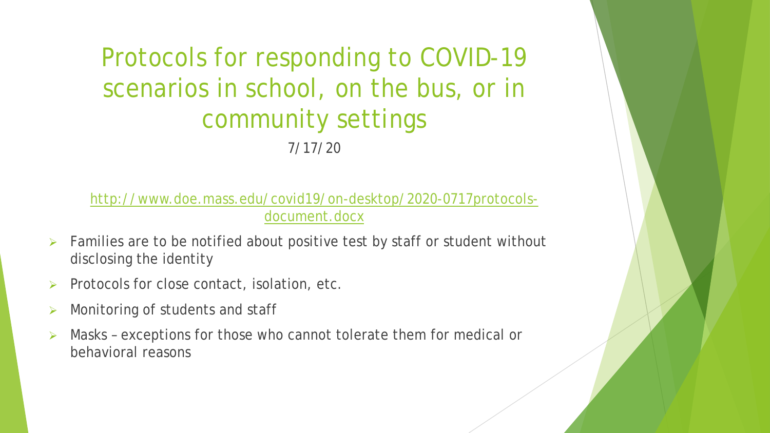# Protocols for responding to COVID-19 scenarios in school, on the bus, or in community settings

7/17/20

[http://www.doe.mass.edu/covid19/on-desktop/2020-0717protocols-document.docx](http://www.doe.mass.edu/covid19/on-desktop/2020-0717protocols-document.docx)

- Families are to be notified about positive test by staff or student without disclosing the identity
- Protocols for close contact, isolation, etc.
- Monitoring of students and staff
- Masks – exceptions for those who cannot tolerate them for medical or behavioral reasons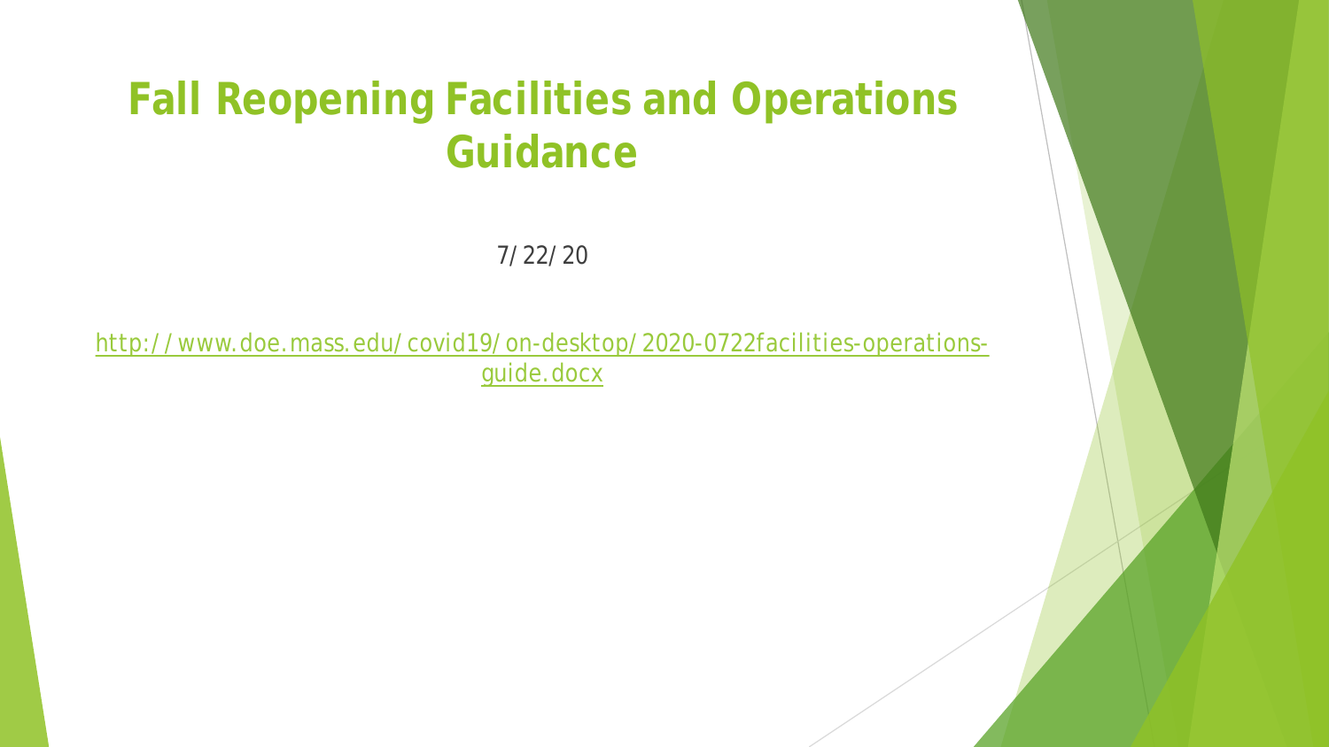# Fall Reopening Facilities and Operations Guidance

7/22/20

[http://www.doe.mass.edu/covid19/on-desktop/2020-0722facilities-operations-guide.docx](http://www.doe.mass.edu/covid19/on-desktop/2020-0722facilities-operations-guide.docx)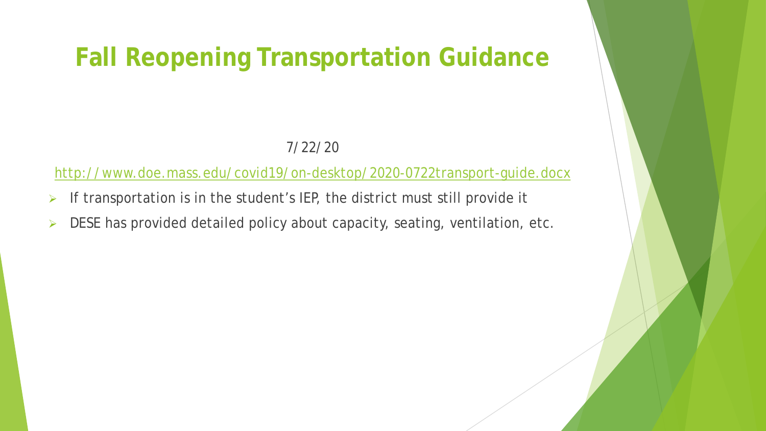# Fall Reopening Transportation Guidance

7/22/20

http://www.doe.mass.edu/covid19/on-desktop/2020-0722transport-guide.docx

- If transportation is in the student's IEP, the district must still provide it
- DESE has provided detailed policy about capacity, seating, ventilation, etc.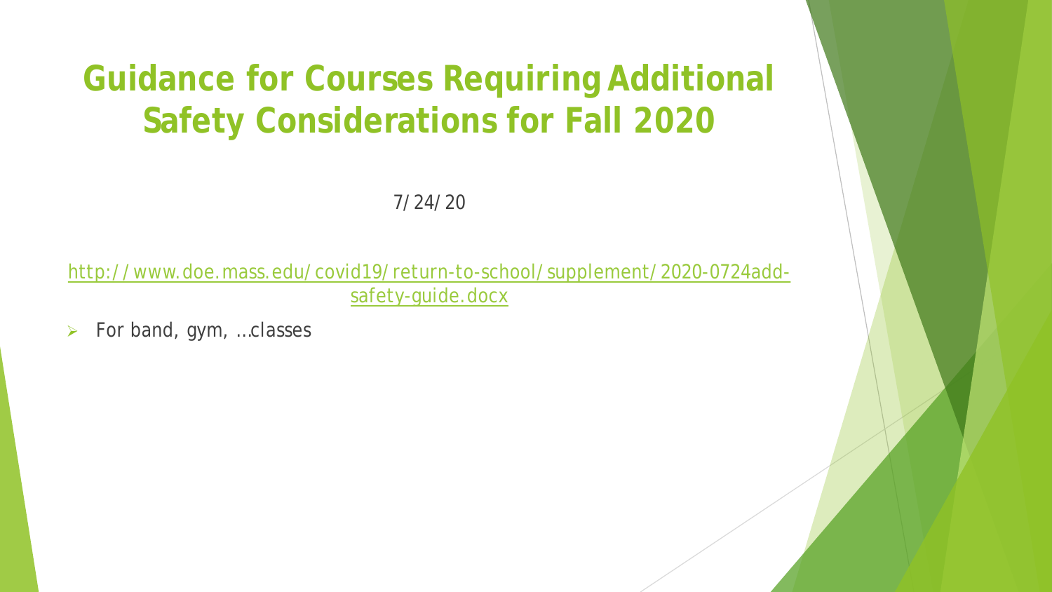# Guidance for Courses Requiring Additional Safety Considerations for Fall 2020

7/24/20

http://www.doe.mass.edu/covid19/return-to-school/supplement/2020-0724add-safety-guide.docx

- For band, gym, …classes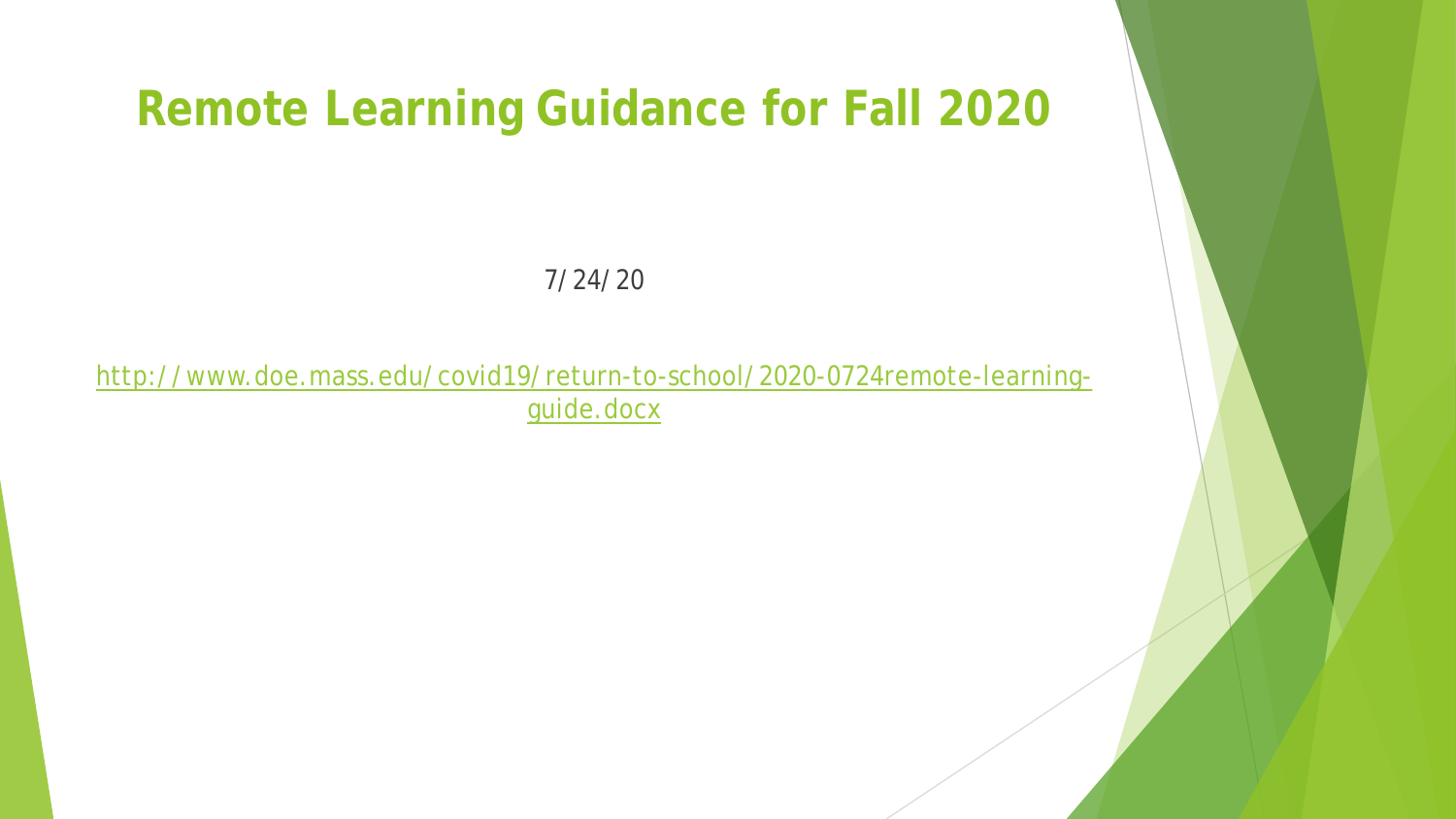# Remote Learning Guidance for Fall 2020

7/24/20

[http://www.doe.mass.edu/covid19/return-to-school/2020-0724remote-learning-guide.docx](http://www.doe.mass.edu/covid19/return-to-school/2020-0724remote-learning-guide.docx)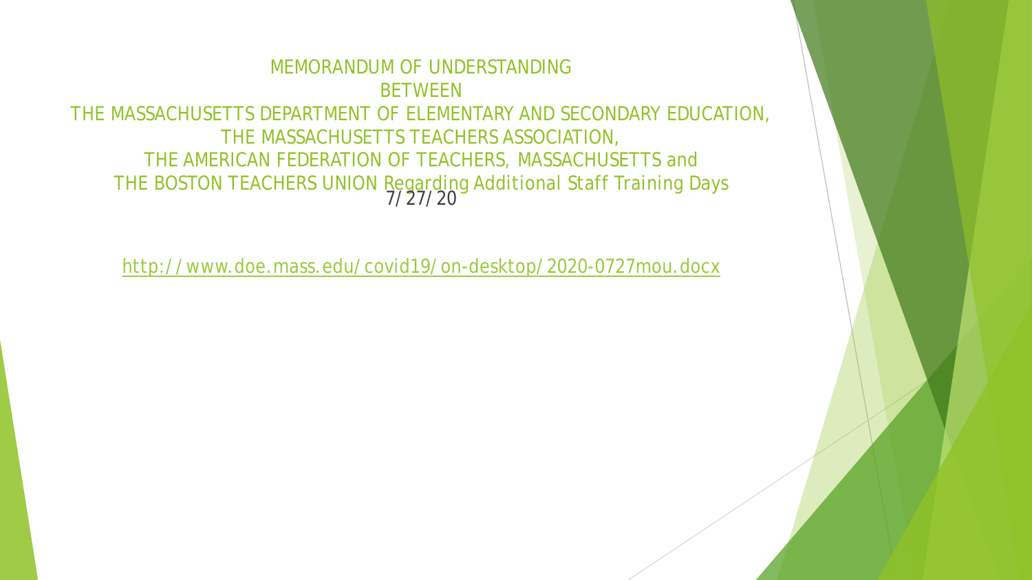MEMORANDUM OF UNDERSTANDING
BETWEEN
THE MASSACHUSETTS DEPARTMENT OF ELEMENTARY AND SECONDARY EDUCATION,
THE MASSACHUSETTS TEACHERS ASSOCIATION,
THE AMERICAN FEDERATION OF TEACHERS, MASSACHUSETTS and
THE BOSTON TEACHERS UNION Regarding Additional Staff Training Days

7/27/20

http://www.doe.mass.edu/covid19/on-desktop/2020-0727mou.docx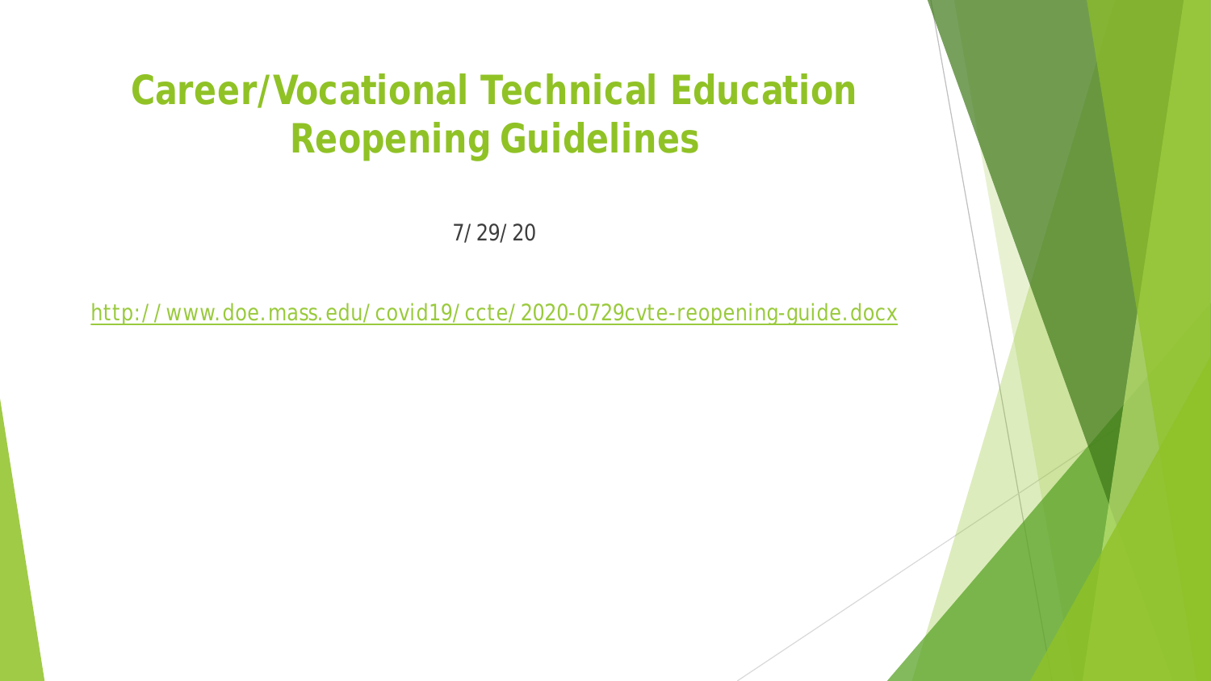# Career/Vocational Technical Education Reopening Guidelines

7/29/20

http://www.doe.mass.edu/covid19/ccte/2020-0729cvte-reopening-guide.docx